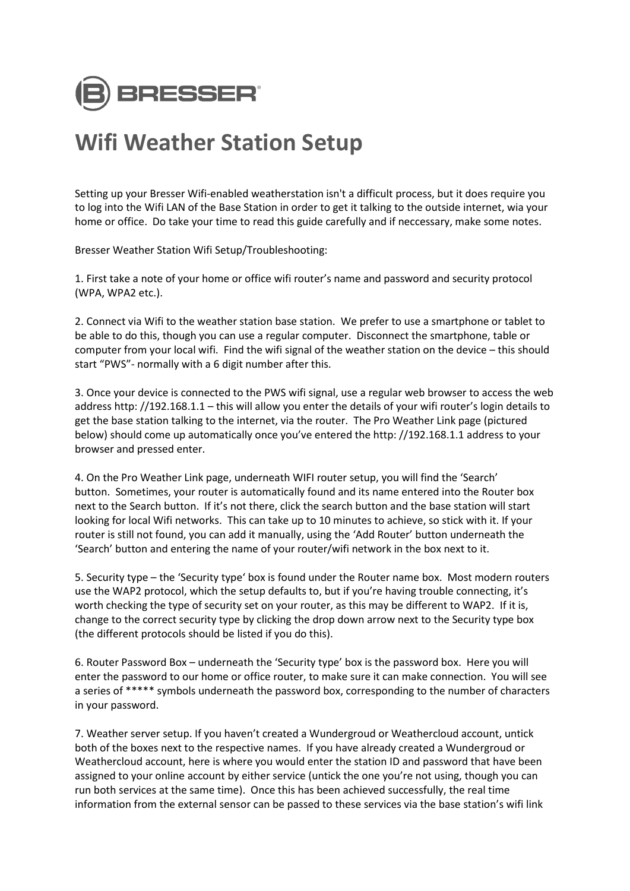BRESSER

# Wifi Weather Station Setup

Setting up your Bresser Wifi-enabled weatherstation isn't a difficult process, but it does require you to log into the Wifi LAN of the Base Station in order to get it talking to the outside internet, wia your home or office. Do take your time to read this guide carefully and if neccessary, make some notes.

Bresser Weather Station Wifi Setup/Troubleshooting:

1. First take a note of your home or office wifi router's name and password and security protocol (WPA, WPA2 etc.).

2. Connect via Wifi to the weather station base station. We prefer to use a smartphone or tablet to be able to do this, though you can use a regular computer. Disconnect the smartphone, table or computer from your local wifi. Find the wifi signal of the weather station on the device – this should start "PWS"- normally with a 6 digit number after this.

3. Once your device is connected to the PWS wifi signal, use a regular web browser to access the web address http: //192.168.1.1 – this will allow you enter the details of your wifi router's login details to get the base station talking to the internet, via the router. The Pro Weather Link page (pictured below) should come up automatically once you've entered the http: //192.168.1.1 address to your browser and pressed enter.

4. On the Pro Weather Link page, underneath WIFI router setup, you will find the 'Search' button. Sometimes, your router is automatically found and its name entered into the Router box next to the Search button. If it's not there, click the search button and the base station will start looking for local Wifi networks. This can take up to 10 minutes to achieve, so stick with it. If your router is still not found, you can add it manually, using the 'Add Router' button underneath the 'Search' button and entering the name of your router/wifi network in the box next to it.

5. Security type – the 'Security type' box is found under the Router name box. Most modern routers use the WAP2 protocol, which the setup defaults to, but if you're having trouble connecting, it's worth checking the type of security set on your router, as this may be different to WAP2. If it is, change to the correct security type by clicking the drop down arrow next to the Security type box (the different protocols should be listed if you do this).

6. Router Password Box – underneath the 'Security type' box is the password box. Here you will enter the password to our home or office router, to make sure it can make connection. You will see a series of ***** symbols underneath the password box, corresponding to the number of characters in your password.

7. Weather server setup. If you haven't created a Wundergroud or Weathercloud account, untick both of the boxes next to the respective names. If you have already created a Wundergroud or Weathercloud account, here is where you would enter the station ID and password that have been assigned to your online account by either service (untick the one you're not using, though you can run both services at the same time). Once this has been achieved successfully, the real time information from the external sensor can be passed to these services via the base station's wifi link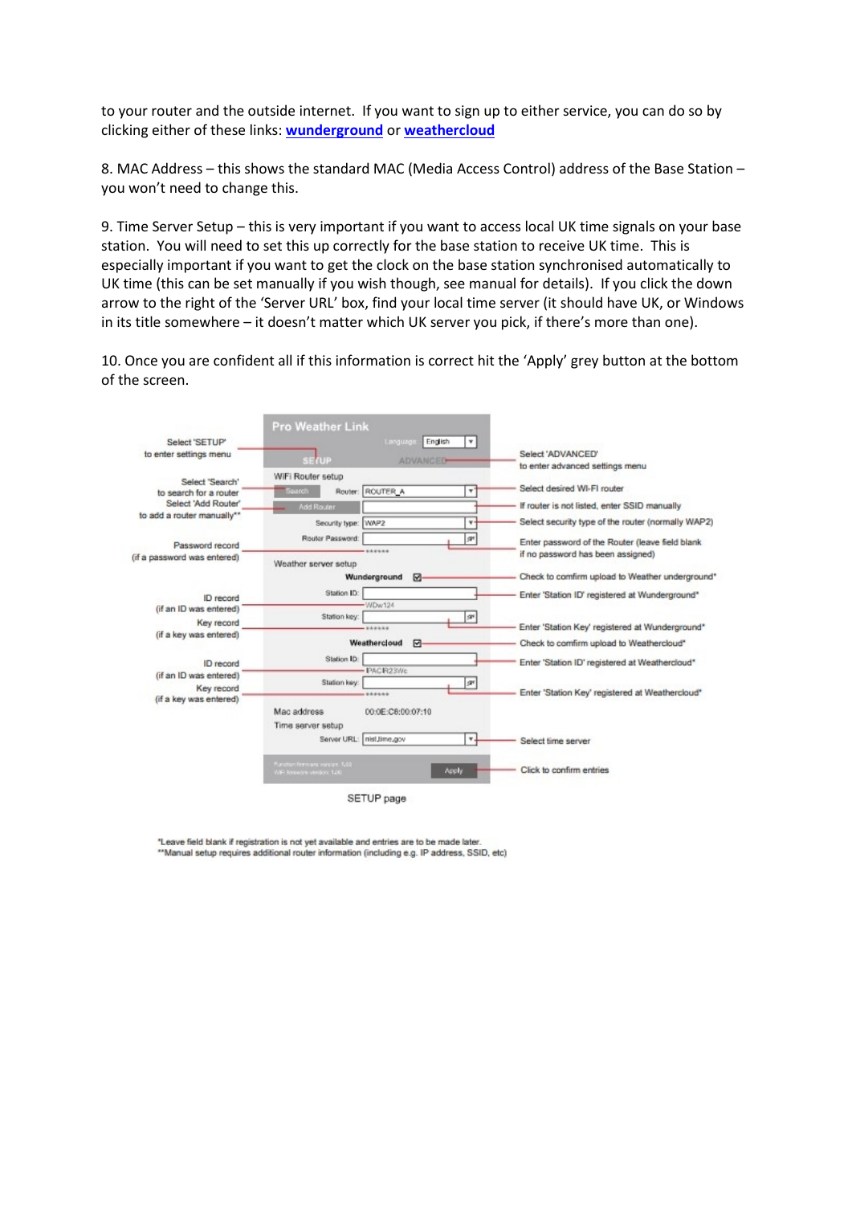to your router and the outside internet. If you want to sign up to either service, you can do so by clicking either of these links: **wunderground** or **weathercloud**

8. MAC Address – this shows the standard MAC (Media Access Control) address of the Base Station – you won't need to change this.

9. Time Server Setup – this is very important if you want to access local UK time signals on your base station. You will need to set this up correctly for the base station to receive UK time. This is especially important if you want to get the clock on the base station synchronised automatically to UK time (this can be set manually if you wish though, see manual for details). If you click the down arrow to the right of the 'Server URL' box, find your local time server (it should have UK, or Windows in its title somewhere – it doesn't matter which UK server you pick, if there's more than one).

10. Once you are confident all if this information is correct hit the 'Apply' grey button at the bottom of the screen.

Select 'SETUP' to enter settings menu

Select 'Search' to search for a router

Select 'Add Router' to add a router manually**

Password record (if a password was entered)

ID record (if an ID was entered)

Key record (if a key was entered)

ID record (if an ID was entered)

Key record (if a key was entered)

Pro Weather Link

Language English

SETUP ADVANCED

WiFi Router setup

Search Router: ROUTER_A

Add Router

Security type: WAP2

Router Password:

Weather server setup

Wunderground

Station ID:

WDw124

Station key:

Weathercloud

Station ID:

PACR23Wc

Station key:

Mac address 00:0E:C6:00:07:10

Time server setup

Server URL: nist.time.gov

Apply

Select 'ADVANCED' to enter advanced settings menu

Select desired WI-FI router

If router is not listed, enter SSID manually

Select security type of the router (normally WAP2)

Enter password of the Router (leave field blank if no password has been assigned)

Check to comfirm upload to Weather underground*

Enter 'Station ID' registered at Wunderground*

Enter 'Station Key' registered at Wunderground*

Check to comfirm upload to Weathercloud*

Enter 'Station ID' registered at Weathercloud*

Enter 'Station Key' registered at Weathercloud*

Select time server

Click to confirm entries

SETUP page

*Leave field blank if registration is not yet available and entries are to be made later.
**Manual setup requires additional router information (including e.g. IP address, SSID, etc)